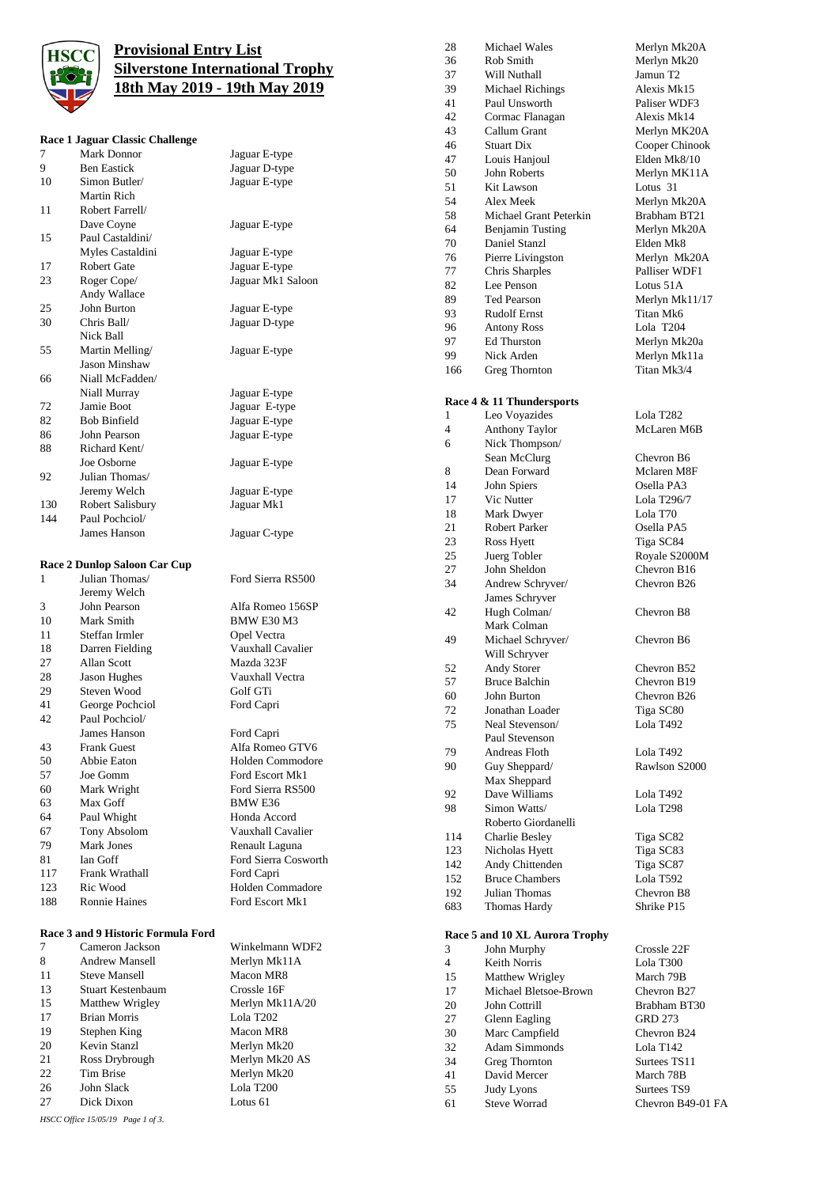# Provisional Entry List
# Silverstone International Trophy
# 18th May 2019 - 19th May 2019

### Race 1 Jaguar Classic Challenge

| No. | Driver | Car |
|---|---|---|
| 7 | Mark Donnor | Jaguar E-type |
| 9 | Ben Eastick | Jaguar D-type |
| 10 | Simon Butler/ Martin Rich | Jaguar E-type |
| 11 | Robert Farrell/ Dave Coyne | Jaguar E-type |
| 15 | Paul Castaldini/ Myles Castaldini | Jaguar E-type |
| 17 | Robert Gate | Jaguar E-type |
| 23 | Roger Cope/ Andy Wallace | Jaguar Mk1 Saloon |
| 25 | John Burton | Jaguar E-type |
| 30 | Chris Ball/ Nick Ball | Jaguar D-type |
| 55 | Martin Melling/ Jason Minshaw | Jaguar E-type |
| 66 | Niall McFadden/ Niall Murray | Jaguar E-type |
| 72 | Jamie Boot | Jaguar E-type |
| 82 | Bob Binfield | Jaguar E-type |
| 86 | John Pearson | Jaguar E-type |
| 88 | Richard Kent/ Joe Osborne | Jaguar E-type |
| 92 | Julian Thomas/ Jeremy Welch | Jaguar E-type |
| 130 | Robert Salisbury | Jaguar Mk1 |
| 144 | Paul Pochciol/ James Hanson | Jaguar C-type |

### Race 2 Dunlop Saloon Car Cup

| No. | Driver | Car |
|---|---|---|
| 1 | Julian Thomas/ Jeremy Welch | Ford Sierra RS500 |
| 3 | John Pearson | Alfa Romeo 156SP |
| 10 | Mark Smith | BMW E30 M3 |
| 11 | Steffan Irmler | Opel Vectra |
| 18 | Darren Fielding | Vauxhall Cavalier |
| 27 | Allan Scott | Mazda 323F |
| 28 | Jason Hughes | Vauxhall Vectra |
| 29 | Steven Wood | Golf GTi |
| 41 | George Pochciol | Ford Capri |
| 42 | Paul Pochciol/ James Hanson | Ford Capri |
| 43 | Frank Guest | Alfa Romeo GTV6 |
| 50 | Abbie Eaton | Holden Commodore |
| 57 | Joe Gomm | Ford Escort Mk1 |
| 60 | Mark Wright | Ford Sierra RS500 |
| 63 | Max Goff | BMW E36 |
| 64 | Paul Whight | Honda Accord |
| 67 | Tony Absolom | Vauxhall Cavalier |
| 79 | Mark Jones | Renault Laguna |
| 81 | Ian Goff | Ford Sierra Cosworth |
| 117 | Frank Wrathall | Ford Capri |
| 123 | Ric Wood | Holden Commadore |
| 188 | Ronnie Haines | Ford Escort Mk1 |

### Race 3 and 9 Historic Formula Ford

| No. | Driver | Car |
|---|---|---|
| 7 | Cameron Jackson | Winkelmann WDF2 |
| 8 | Andrew Mansell | Merlyn Mk11A |
| 11 | Steve Mansell | Macon MR8 |
| 13 | Stuart Kestenbaum | Crossle 16F |
| 15 | Matthew Wrigley | Merlyn Mk11A/20 |
| 17 | Brian Morris | Lola T202 |
| 19 | Stephen King | Macon MR8 |
| 20 | Kevin Stanzl | Merlyn Mk20 |
| 21 | Ross Drybrough | Merlyn Mk20 AS |
| 22 | Tim Brise | Merlyn Mk20 |
| 26 | John Slack | Lola T200 |
| 27 | Dick Dixon | Lotus 61 |
| 28 | Michael Wales | Merlyn Mk20A |
| 36 | Rob Smith | Merlyn Mk20 |
| 37 | Will Nuthall | Jamun T2 |
| 39 | Michael Richings | Alexis Mk15 |
| 41 | Paul Unsworth | Paliser WDF3 |
| 42 | Cormac Flanagan | Alexis Mk14 |
| 43 | Callum Grant | Merlyn MK20A |
| 46 | Stuart Dix | Cooper Chinook |
| 47 | Louis Hanjoul | Elden Mk8/10 |
| 50 | John Roberts | Merlyn MK11A |
| 51 | Kit Lawson | Lotus 31 |
| 54 | Alex Meek | Merlyn Mk20A |
| 58 | Michael Grant Peterkin | Brabham BT21 |
| 64 | Benjamin Tusting | Merlyn Mk20A |
| 70 | Daniel Stanzl | Elden Mk8 |
| 76 | Pierre Livingston | Merlyn Mk20A |
| 77 | Chris Sharples | Palliser WDF1 |
| 82 | Lee Penson | Lotus 51A |
| 89 | Ted Pearson | Merlyn Mk11/17 |
| 93 | Rudolf Ernst | Titan Mk6 |
| 96 | Antony Ross | Lola T204 |
| 97 | Ed Thurston | Merlyn Mk20a |
| 99 | Nick Arden | Merlyn Mk11a |
| 166 | Greg Thornton | Titan Mk3/4 |

### Race 4 & 11 Thundersports

| No. | Driver | Car |
|---|---|---|
| 1 | Leo Voyazides | Lola T282 |
| 4 | Anthony Taylor | McLaren M6B |
| 6 | Nick Thompson/ Sean McClurg | Chevron B6 |
| 8 | Dean Forward | Mclaren M8F |
| 14 | John Spiers | Osella PA3 |
| 17 | Vic Nutter | Lola T296/7 |
| 18 | Mark Dwyer | Lola T70 |
| 21 | Robert Parker | Osella PA5 |
| 23 | Ross Hyett | Tiga SC84 |
| 25 | Juerg Tobler | Royale S2000M |
| 27 | John Sheldon | Chevron B16 |
| 34 | Andrew Schryver/ James Schryver | Chevron B26 |
| 42 | Hugh Colman/ Mark Colman | Chevron B8 |
| 49 | Michael Schryver/ Will Schryver | Chevron B6 |
| 52 | Andy Storer | Chevron B52 |
| 57 | Bruce Balchin | Chevron B19 |
| 60 | John Burton | Chevron B26 |
| 72 | Jonathan Loader | Tiga SC80 |
| 75 | Neal Stevenson/ Paul Stevenson | Lola T492 |
| 79 | Andreas Floth | Lola T492 |
| 90 | Guy Sheppard/ Max Sheppard | Rawlson S2000 |
| 92 | Dave Williams | Lola T492 |
| 98 | Simon Watts/ Roberto Giordanelli | Lola T298 |
| 114 | Charlie Besley | Tiga SC82 |
| 123 | Nicholas Hyett | Tiga SC83 |
| 142 | Andy Chittenden | Tiga SC87 |
| 152 | Bruce Chambers | Lola T592 |
| 192 | Julian Thomas | Chevron B8 |
| 683 | Thomas Hardy | Shrike P15 |

### Race 5 and 10 XL Aurora Trophy

| No. | Driver | Car |
|---|---|---|
| 3 | John Murphy | Crossle 22F |
| 4 | Keith Norris | Lola T300 |
| 15 | Matthew Wrigley | March 79B |
| 17 | Michael Bletsoe-Brown | Chevron B27 |
| 20 | John Cottrill | Brabham BT30 |
| 27 | Glenn Eagling | GRD 273 |
| 30 | Marc Campfield | Chevron B24 |
| 32 | Adam Simmonds | Lola T142 |
| 34 | Greg Thornton | Surtees TS11 |
| 41 | David Mercer | March 78B |
| 55 | Judy Lyons | Surtees TS9 |
| 61 | Steve Worrad | Chevron B49-01 FA |

*HSCC Office 15/05/19*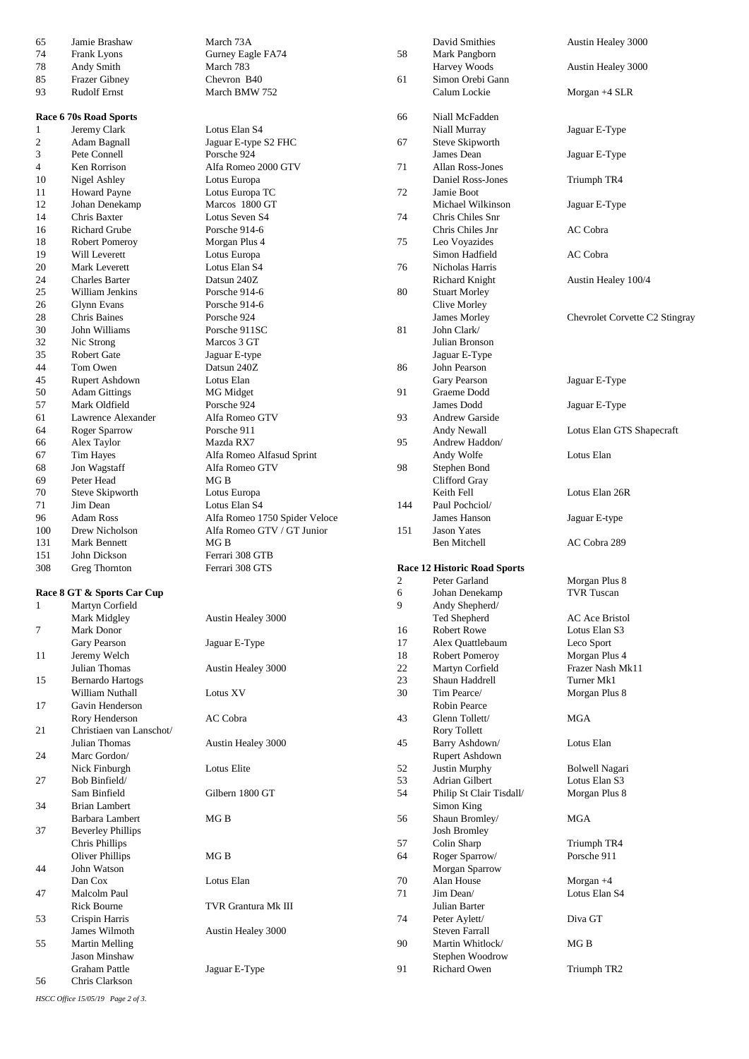| | | |
|---|---|---|
| 65 | Jamie Brashaw | March 73A |
| 74 | Frank Lyons | Gurney Eagle FA74 |
| 78 | Andy Smith | March 783 |
| 85 | Frazer Gibney | Chevron B40 |
| 93 | Rudolf Ernst | March BMW 752 |

**Race 6 70s Road Sports**

| | | |
|---|---|---|
| 1 | Jeremy Clark | Lotus Elan S4 |
| 2 | Adam Bagnall | Jaguar E-type S2 FHC |
| 3 | Pete Connell | Porsche 924 |
| 4 | Ken Rorrison | Alfa Romeo 2000 GTV |
| 10 | Nigel Ashley | Lotus Europa |
| 11 | Howard Payne | Lotus Europa TC |
| 12 | Johan Denekamp | Marcos 1800 GT |
| 14 | Chris Baxter | Lotus Seven S4 |
| 16 | Richard Grube | Porsche 914-6 |
| 18 | Robert Pomeroy | Morgan Plus 4 |
| 19 | Will Leverett | Lotus Europa |
| 20 | Mark Leverett | Lotus Elan S4 |
| 24 | Charles Barter | Datsun 240Z |
| 25 | William Jenkins | Porsche 914-6 |
| 26 | Glynn Evans | Porsche 914-6 |
| 28 | Chris Baines | Porsche 924 |
| 30 | John Williams | Porsche 911SC |
| 32 | Nic Strong | Marcos 3 GT |
| 35 | Robert Gate | Jaguar E-type |
| 44 | Tom Owen | Datsun 240Z |
| 45 | Rupert Ashdown | Lotus Elan |
| 50 | Adam Gittings | MG Midget |
| 57 | Mark Oldfield | Porsche 924 |
| 61 | Lawrence Alexander | Alfa Romeo GTV |
| 64 | Roger Sparrow | Porsche 911 |
| 66 | Alex Taylor | Mazda RX7 |
| 67 | Tim Hayes | Alfa Romeo Alfasud Sprint |
| 68 | Jon Wagstaff | Alfa Romeo GTV |
| 69 | Peter Head | MG B |
| 70 | Steve Skipworth | Lotus Europa |
| 71 | Jim Dean | Lotus Elan S4 |
| 96 | Adam Ross | Alfa Romeo 1750 Spider Veloce |
| 100 | Drew Nicholson | Alfa Romeo GTV / GT Junior |
| 131 | Mark Bennett | MG B |
| 151 | John Dickson | Ferrari 308 GTB |
| 308 | Greg Thornton | Ferrari 308 GTS |

**Race 8 GT & Sports Car Cup**

| | | |
|---|---|---|
| 1 | Martyn Corfield | |
| | Mark Midgley | Austin Healey 3000 |
| 7 | Mark Donor | |
| | Gary Pearson | Jaguar E-Type |
| 11 | Jeremy Welch | |
| | Julian Thomas | Austin Healey 3000 |
| 15 | Bernardo Hartogs | |
| | William Nuthall | Lotus XV |
| 17 | Gavin Henderson | |
| | Rory Henderson | AC Cobra |
| 21 | Christiaen van Lanschot/ | |
| | Julian Thomas | Austin Healey 3000 |
| 24 | Marc Gordon/ | |
| | Nick Finburgh | Lotus Elite |
| 27 | Bob Binfield/ | |
| | Sam Binfield | Gilbern 1800 GT |
| 34 | Brian Lambert | |
| | Barbara Lambert | MG B |
| 37 | Beverley Phillips | |
| | Chris Phillips | |
| | Oliver Phillips | MG B |
| 44 | John Watson | |
| | Dan Cox | Lotus Elan |
| 47 | Malcolm Paul | |
| | Rick Bourne | TVR Grantura Mk III |
| 53 | Crispin Harris | |
| | James Wilmoth | Austin Healey 3000 |
| 55 | Martin Melling | |
| | Jason Minshaw | |
| | Graham Pattle | Jaguar E-Type |
| 56 | Chris Clarkson | |
| | David Smithies | Austin Healey 3000 |
| 58 | Mark Pangborn | |
| | Harvey Woods | Austin Healey 3000 |
| 61 | Simon Orebi Gann | |
| | Calum Lockie | Morgan +4 SLR |
| 66 | Niall McFadden | |
| | Niall Murray | Jaguar E-Type |
| 67 | Steve Skipworth | |
| | James Dean | Jaguar E-Type |
| 71 | Allan Ross-Jones | |
| | Daniel Ross-Jones | Triumph TR4 |
| 72 | Jamie Boot | |
| | Michael Wilkinson | Jaguar E-Type |
| 74 | Chris Chiles Snr | |
| | Chris Chiles Jnr | AC Cobra |
| 75 | Leo Voyazides | |
| | Simon Hadfield | AC Cobra |
| 76 | Nicholas Harris | |
| | Richard Knight | Austin Healey 100/4 |
| 80 | Stuart Morley | |
| | Clive Morley | |
| | James Morley | Chevrolet Corvette C2 Stingray |
| 81 | John Clark/ | |
| | Julian Bronson | |
| | Jaguar E-Type | |
| 86 | John Pearson | |
| | Gary Pearson | Jaguar E-Type |
| 91 | Graeme Dodd | |
| | James Dodd | Jaguar E-Type |
| 93 | Andrew Garside | |
| | Andy Newall | Lotus Elan GTS Shapecraft |
| 95 | Andrew Haddon/ | |
| | Andy Wolfe | Lotus Elan |
| 98 | Stephen Bond | |
| | Clifford Gray | |
| | Keith Fell | Lotus Elan 26R |
| 144 | Paul Pochciol/ | |
| | James Hanson | Jaguar E-type |
| 151 | Jason Yates | |
| | Ben Mitchell | AC Cobra 289 |

**Race 12 Historic Road Sports**

| | | |
|---|---|---|
| 2 | Peter Garland | Morgan Plus 8 |
| 6 | Johan Denekamp | TVR Tuscan |
| 9 | Andy Shepherd/ | |
| | Ted Shepherd | AC Ace Bristol |
| 16 | Robert Rowe | Lotus Elan S3 |
| 17 | Alex Quattlebaum | Leco Sport |
| 18 | Robert Pomeroy | Morgan Plus 4 |
| 22 | Martyn Corfield | Frazer Nash Mk11 |
| 23 | Shaun Haddrell | Turner Mk1 |
| 30 | Tim Pearce/ | Morgan Plus 8 |
| | Robin Pearce | |
| 43 | Glenn Tollett/ | MGA |
| | Rory Tollett | |
| 45 | Barry Ashdown/ | Lotus Elan |
| | Rupert Ashdown | |
| 52 | Justin Murphy | Bolwell Nagari |
| 53 | Adrian Gilbert | Lotus Elan S3 |
| 54 | Philip St Clair Tisdall/ | Morgan Plus 8 |
| | Simon King | |
| 56 | Shaun Bromley/ | MGA |
| | Josh Bromley | |
| 57 | Colin Sharp | Triumph TR4 |
| 64 | Roger Sparrow/ | Porsche 911 |
| | Morgan Sparrow | |
| 70 | Alan House | Morgan +4 |
| 71 | Jim Dean/ | Lotus Elan S4 |
| | Julian Barter | |
| 74 | Peter Aylett/ | Diva GT |
| | Steven Farrall | |
| 90 | Martin Whitlock/ | MG B |
| | Stephen Woodrow | |
| 91 | Richard Owen | Triumph TR2 |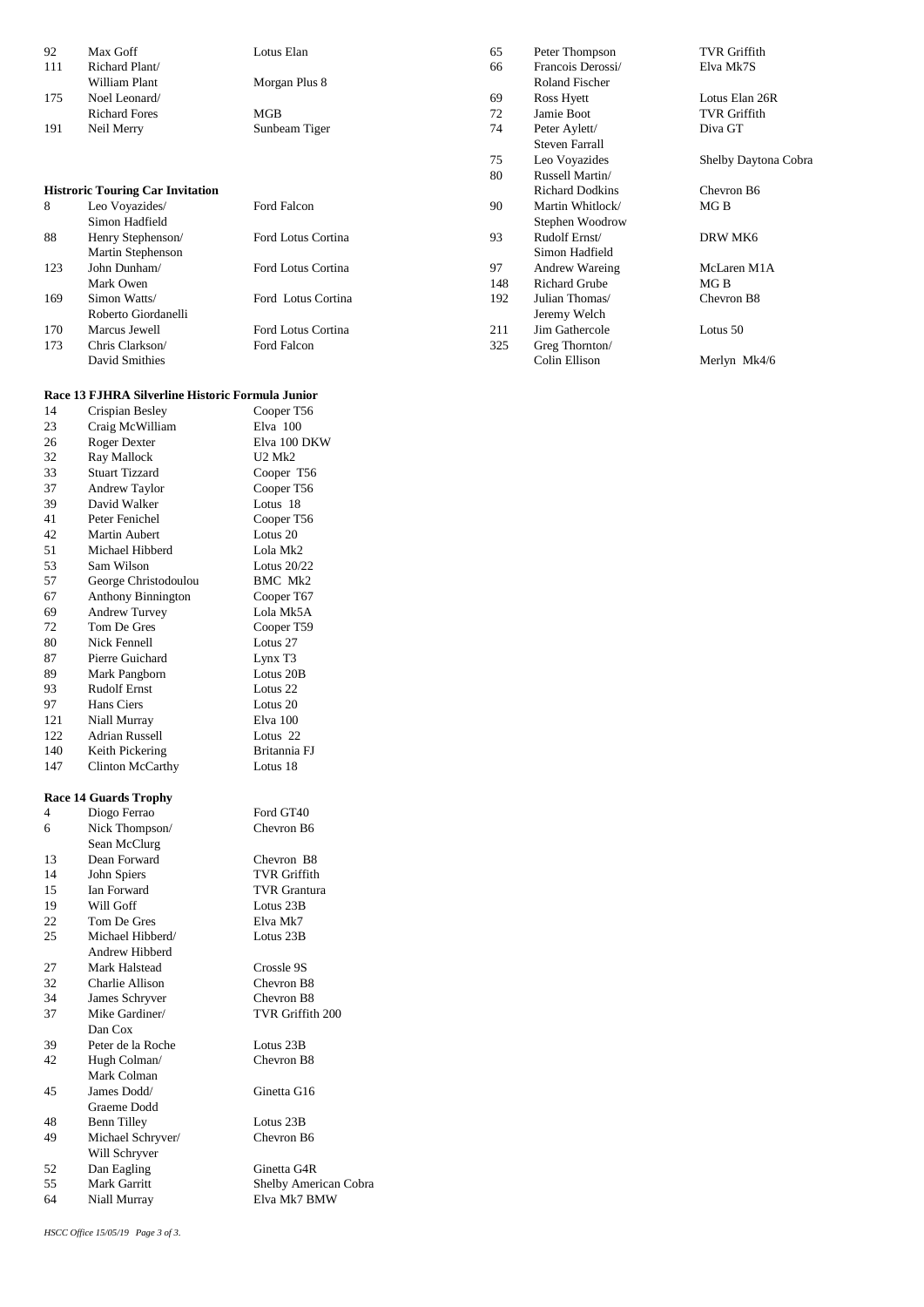| | | |
|---|---|---|
| 92 | Max Goff | Lotus Elan |
| 111 | Richard Plant/ William Plant | Morgan Plus 8 |
| 175 | Noel Leonard/ Richard Fores | MGB |
| 191 | Neil Merry | Sunbeam Tiger |

**Historic Touring Car Invitation**

| | | |
|---|---|---|
| 8 | Leo Voyazides/ Simon Hadfield | Ford Falcon |
| 88 | Henry Stephenson/ Martin Stephenson | Ford Lotus Cortina |
| 123 | John Dunham/ Mark Owen | Ford Lotus Cortina |
| 169 | Simon Watts/ Roberto Giordanelli | Ford Lotus Cortina |
| 170 | Marcus Jewell | Ford Lotus Cortina |
| 173 | Chris Clarkson/ David Smithies | Ford Falcon |

**Race 13 FJHRA Silverline Historic Formula Junior**

| | | |
|---|---|---|
| 14 | Crispian Besley | Cooper T56 |
| 23 | Craig McWilliam | Elva 100 |
| 26 | Roger Dexter | Elva 100 DKW |
| 32 | Ray Mallock | U2 Mk2 |
| 33 | Stuart Tizzard | Cooper T56 |
| 37 | Andrew Taylor | Cooper T56 |
| 39 | David Walker | Lotus 18 |
| 41 | Peter Fenichel | Cooper T56 |
| 42 | Martin Aubert | Lotus 20 |
| 51 | Michael Hibberd | Lola Mk2 |
| 53 | Sam Wilson | Lotus 20/22 |
| 57 | George Christodoulou | BMC Mk2 |
| 67 | Anthony Binnington | Cooper T67 |
| 69 | Andrew Turvey | Lola Mk5A |
| 72 | Tom De Gres | Cooper T59 |
| 80 | Nick Fennell | Lotus 27 |
| 87 | Pierre Guichard | Lynx T3 |
| 89 | Mark Pangborn | Lotus 20B |
| 93 | Rudolf Ernst | Lotus 22 |
| 97 | Hans Ciers | Lotus 20 |
| 121 | Niall Murray | Elva 100 |
| 122 | Adrian Russell | Lotus 22 |
| 140 | Keith Pickering | Britannia FJ |
| 147 | Clinton McCarthy | Lotus 18 |

**Race 14 Guards Trophy**

| | | |
|---|---|---|
| 4 | Diogo Ferrao | Ford GT40 |
| 6 | Nick Thompson/ Sean McClurg | Chevron B6 |
| 13 | Dean Forward | Chevron B8 |
| 14 | John Spiers | TVR Griffith |
| 15 | Ian Forward | TVR Grantura |
| 19 | Will Goff | Lotus 23B |
| 22 | Tom De Gres | Elva Mk7 |
| 25 | Michael Hibberd/ Andrew Hibberd | Lotus 23B |
| 27 | Mark Halstead | Crossle 9S |
| 32 | Charlie Allison | Chevron B8 |
| 34 | James Schryver | Chevron B8 |
| 37 | Mike Gardiner/ Dan Cox | TVR Griffith 200 |
| 39 | Peter de la Roche | Lotus 23B |
| 42 | Hugh Colman/ Mark Colman | Chevron B8 |
| 45 | James Dodd/ Graeme Dodd | Ginetta G16 |
| 48 | Benn Tilley | Lotus 23B |
| 49 | Michael Schryver/ Will Schryver | Chevron B6 |
| 52 | Dan Eagling | Ginetta G4R |
| 55 | Mark Garritt | Shelby American Cobra |
| 64 | Niall Murray | Elva Mk7 BMW |
| 65 | Peter Thompson | TVR Griffith |
| 66 | Francois Derossi/ Roland Fischer | Elva Mk7S |
| 69 | Ross Hyett | Lotus Elan 26R |
| 72 | Jamie Boot | TVR Griffith |
| 74 | Peter Aylett/ Steven Farrall | Diva GT |
| 75 | Leo Voyazides | Shelby Daytona Cobra |
| 80 | Russell Martin/ Richard Dodkins | Chevron B6 |
| 90 | Martin Whitlock/ Stephen Woodrow | MG B |
| 93 | Rudolf Ernst/ Simon Hadfield | DRW MK6 |
| 97 | Andrew Wareing | McLaren M1A |
| 148 | Richard Grube | MG B |
| 192 | Julian Thomas/ Jeremy Welch | Chevron B8 |
| 211 | Jim Gathercole | Lotus 50 |
| 325 | Greg Thornton/ Colin Ellison | Merlyn Mk4/6 |

*HSCC Office 15/05/19*